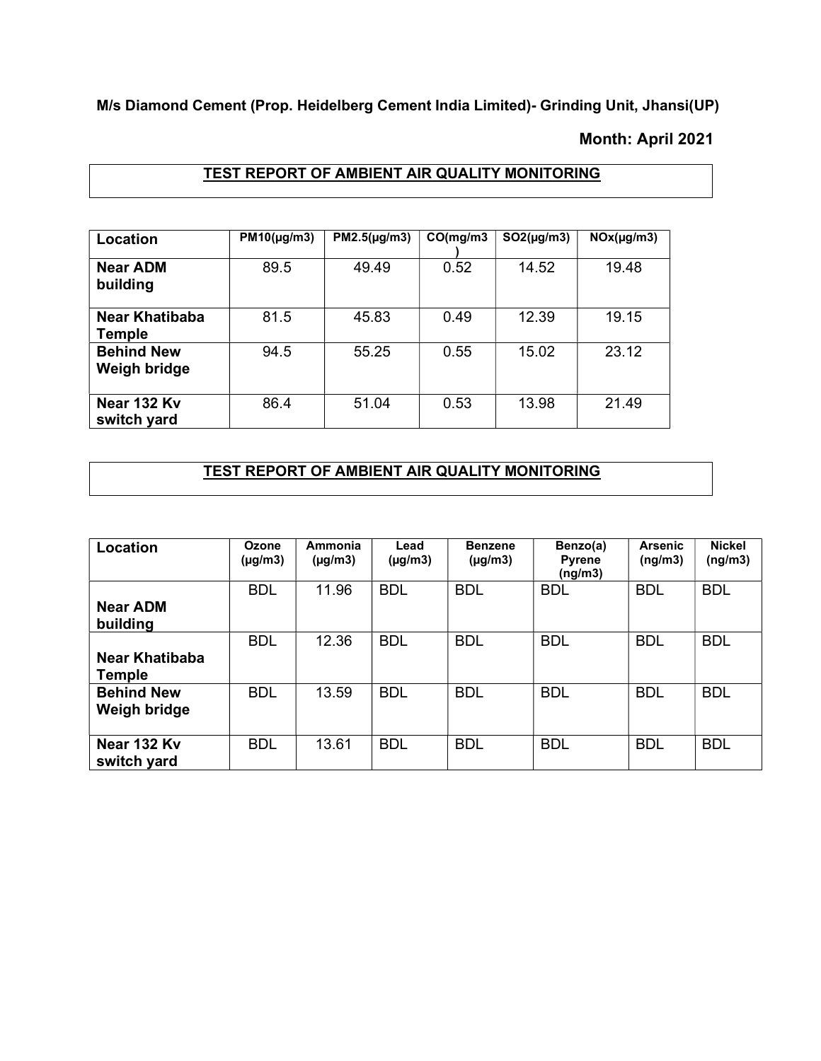**M/s Diamond Cement (Prop. Heidelberg Cement India Limited)- Grinding Unit, Jhansi(UP)**

**Month: April 2021**

## TEST REPORT OF AMBIENT AIR QUALITY MONITORING

| Location | PM10(μg/m3) | PM2.5(μg/m3) | CO(mg/m3) | SO2(μg/m3) | NOx(μg/m3) |
|---|---|---|---|---|---|
| **Near ADM building** | 89.5 | 49.49 | 0.52 | 14.52 | 19.48 |
| **Near Khatibaba Temple** | 81.5 | 45.83 | 0.49 | 12.39 | 19.15 |
| **Behind New Weigh bridge** | 94.5 | 55.25 | 0.55 | 15.02 | 23.12 |
| **Near 132 Kv switch yard** | 86.4 | 51.04 | 0.53 | 13.98 | 21.49 |

## TEST REPORT OF AMBIENT AIR QUALITY MONITORING

| Location | Ozone (μg/m3) | Ammonia (μg/m3) | Lead (μg/m3) | Benzene (μg/m3) | Benzo(a) Pyrene (ng/m3) | Arsenic (ng/m3) | Nickel (ng/m3) |
|---|---|---|---|---|---|---|---|
| **Near ADM building** | BDL | 11.96 | BDL | BDL | BDL | BDL | BDL |
| **Near Khatibaba Temple** | BDL | 12.36 | BDL | BDL | BDL | BDL | BDL |
| **Behind New Weigh bridge** | BDL | 13.59 | BDL | BDL | BDL | BDL | BDL |
| **Near 132 Kv switch yard** | BDL | 13.61 | BDL | BDL | BDL | BDL | BDL |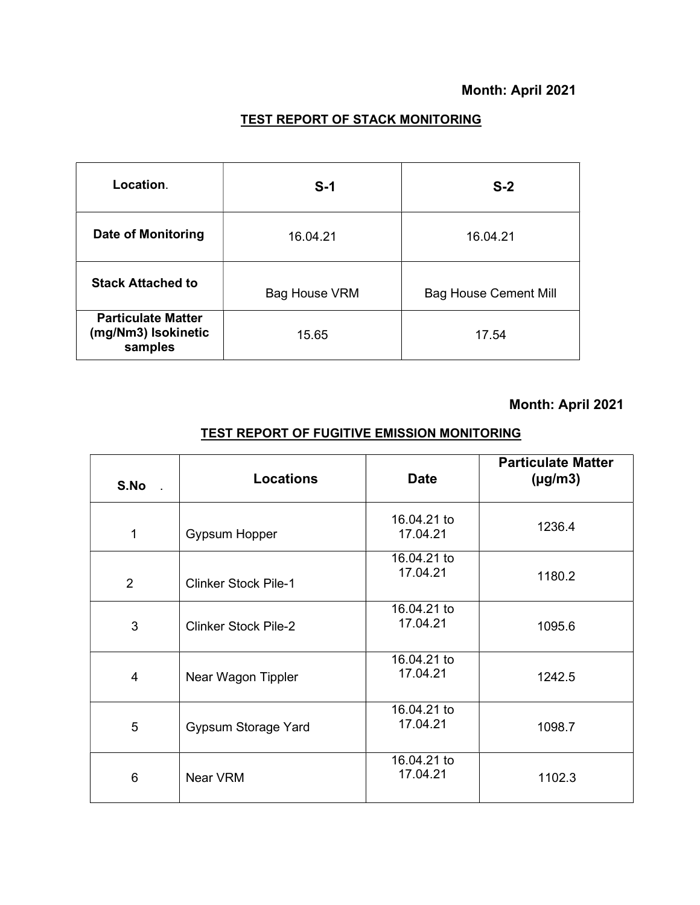**Month: April 2021**

## TEST REPORT OF STACK MONITORING

| Location. | S-1 | S-2 |
|---|---|---|
| **Date of Monitoring** | 16.04.21 | 16.04.21 |
| **Stack Attached to** | Bag House VRM | Bag House Cement Mill |
| **Particulate Matter (mg/Nm3) Isokinetic samples** | 15.65 | 17.54 |

**Month: April 2021**

## TEST REPORT OF FUGITIVE EMISSION MONITORING

| S.No . | Locations | Date | Particulate Matter (µg/m3) |
|---|---|---|---|
| 1 | Gypsum Hopper | 16.04.21 to 17.04.21 | 1236.4 |
| 2 | Clinker Stock Pile-1 | 16.04.21 to 17.04.21 | 1180.2 |
| 3 | Clinker Stock Pile-2 | 16.04.21 to 17.04.21 | 1095.6 |
| 4 | Near Wagon Tippler | 16.04.21 to 17.04.21 | 1242.5 |
| 5 | Gypsum Storage Yard | 16.04.21 to 17.04.21 | 1098.7 |
| 6 | Near VRM | 16.04.21 to 17.04.21 | 1102.3 |